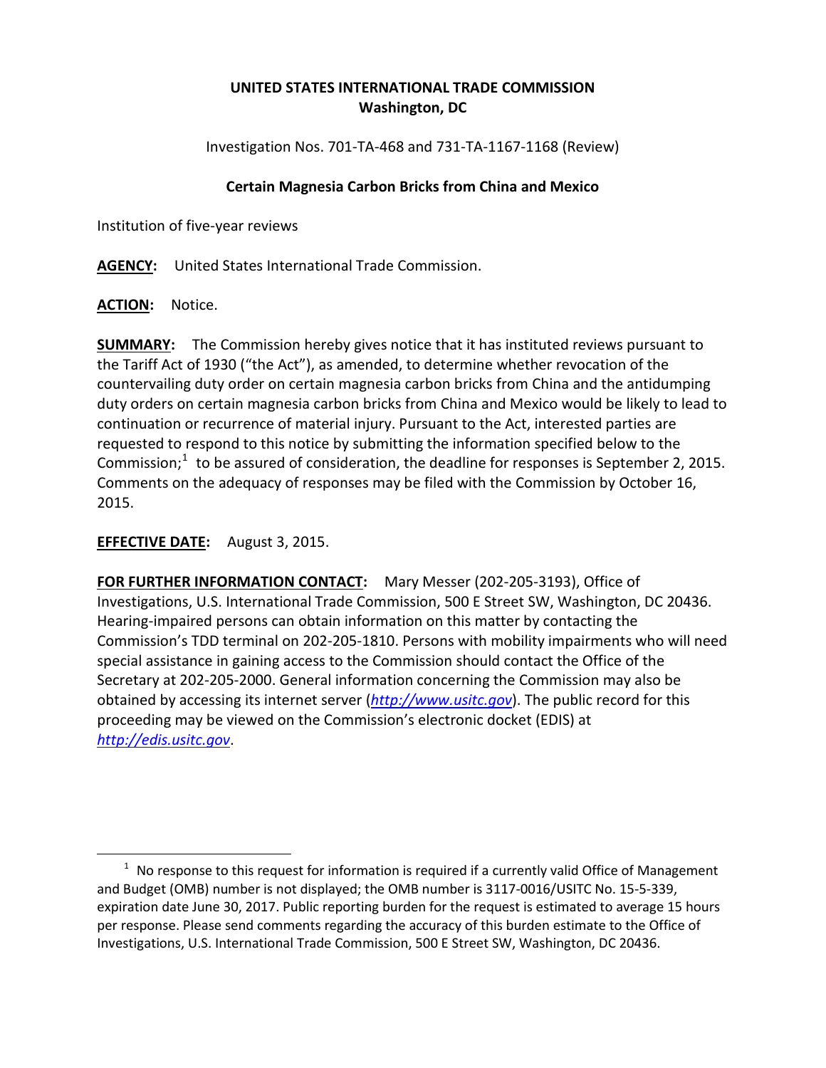# UNITED STATES INTERNATIONAL TRADE COMMISSION
## Washington, DC

Investigation Nos. 701-TA-468 and 731-TA-1167-1168 (Review)

**Certain Magnesia Carbon Bricks from China and Mexico**

Institution of five-year reviews

**AGENCY:** United States International Trade Commission.

**ACTION:** Notice.

**SUMMARY:** The Commission hereby gives notice that it has instituted reviews pursuant to the Tariff Act of 1930 ("the Act"), as amended, to determine whether revocation of the countervailing duty order on certain magnesia carbon bricks from China and the antidumping duty orders on certain magnesia carbon bricks from China and Mexico would be likely to lead to continuation or recurrence of material injury. Pursuant to the Act, interested parties are requested to respond to this notice by submitting the information specified below to the Commission;[1] to be assured of consideration, the deadline for responses is September 2, 2015. Comments on the adequacy of responses may be filed with the Commission by October 16, 2015.

**EFFECTIVE DATE:** August 3, 2015.

**FOR FURTHER INFORMATION CONTACT:** Mary Messer (202-205-3193), Office of Investigations, U.S. International Trade Commission, 500 E Street SW, Washington, DC 20436. Hearing-impaired persons can obtain information on this matter by contacting the Commission's TDD terminal on 202-205-1810. Persons with mobility impairments who will need special assistance in gaining access to the Commission should contact the Office of the Secretary at 202-205-2000. General information concerning the Commission may also be obtained by accessing its internet server (*http://www.usitc.gov*). The public record for this proceeding may be viewed on the Commission's electronic docket (EDIS) at *http://edis.usitc.gov*.

---

[1] No response to this request for information is required if a currently valid Office of Management and Budget (OMB) number is not displayed; the OMB number is 3117-0016/USITC No. 15-5-339, expiration date June 30, 2017. Public reporting burden for the request is estimated to average 15 hours per response. Please send comments regarding the accuracy of this burden estimate to the Office of Investigations, U.S. International Trade Commission, 500 E Street SW, Washington, DC 20436.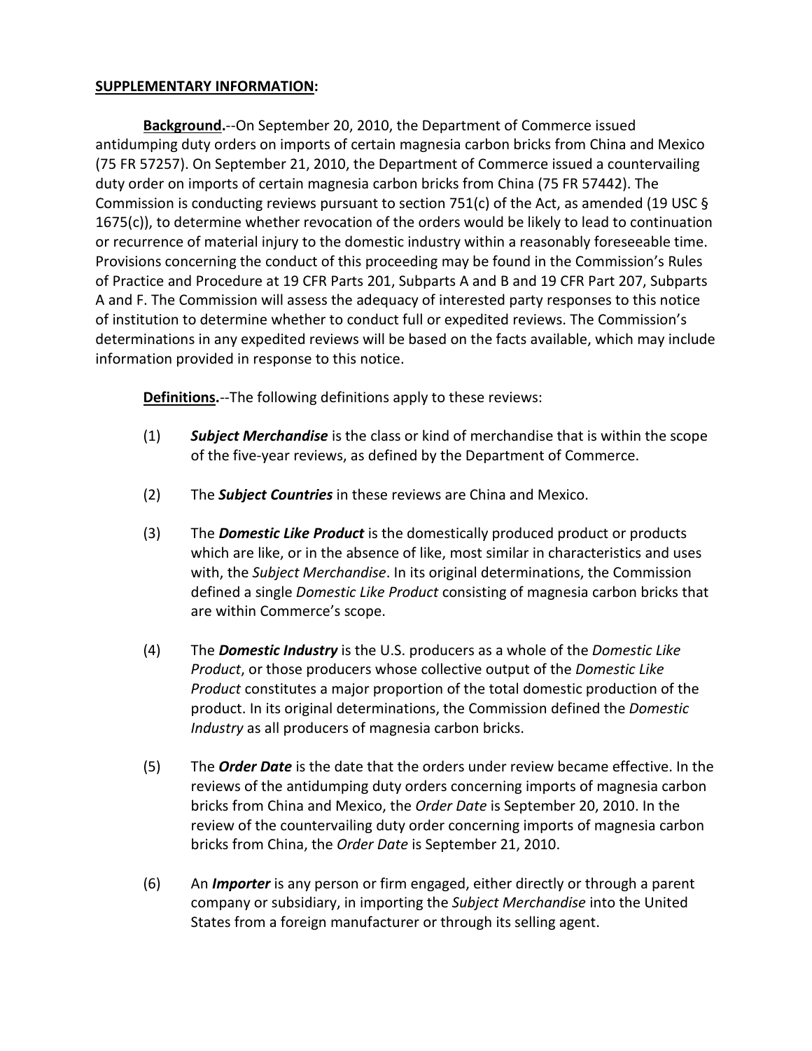**SUPPLEMENTARY INFORMATION:**

**Background.**--On September 20, 2010, the Department of Commerce issued antidumping duty orders on imports of certain magnesia carbon bricks from China and Mexico (75 FR 57257). On September 21, 2010, the Department of Commerce issued a countervailing duty order on imports of certain magnesia carbon bricks from China (75 FR 57442). The Commission is conducting reviews pursuant to section 751(c) of the Act, as amended (19 USC § 1675(c)), to determine whether revocation of the orders would be likely to lead to continuation or recurrence of material injury to the domestic industry within a reasonably foreseeable time. Provisions concerning the conduct of this proceeding may be found in the Commission's Rules of Practice and Procedure at 19 CFR Parts 201, Subparts A and B and 19 CFR Part 207, Subparts A and F. The Commission will assess the adequacy of interested party responses to this notice of institution to determine whether to conduct full or expedited reviews. The Commission's determinations in any expedited reviews will be based on the facts available, which may include information provided in response to this notice.

**Definitions.**--The following definitions apply to these reviews:

(1) ***Subject Merchandise*** is the class or kind of merchandise that is within the scope of the five-year reviews, as defined by the Department of Commerce.

(2) The ***Subject Countries*** in these reviews are China and Mexico.

(3) The ***Domestic Like Product*** is the domestically produced product or products which are like, or in the absence of like, most similar in characteristics and uses with, the *Subject Merchandise*. In its original determinations, the Commission defined a single *Domestic Like Product* consisting of magnesia carbon bricks that are within Commerce's scope.

(4) The ***Domestic Industry*** is the U.S. producers as a whole of the *Domestic Like Product*, or those producers whose collective output of the *Domestic Like Product* constitutes a major proportion of the total domestic production of the product. In its original determinations, the Commission defined the *Domestic Industry* as all producers of magnesia carbon bricks.

(5) The ***Order Date*** is the date that the orders under review became effective. In the reviews of the antidumping duty orders concerning imports of magnesia carbon bricks from China and Mexico, the *Order Date* is September 20, 2010. In the review of the countervailing duty order concerning imports of magnesia carbon bricks from China, the *Order Date* is September 21, 2010.

(6) An ***Importer*** is any person or firm engaged, either directly or through a parent company or subsidiary, in importing the *Subject Merchandise* into the United States from a foreign manufacturer or through its selling agent.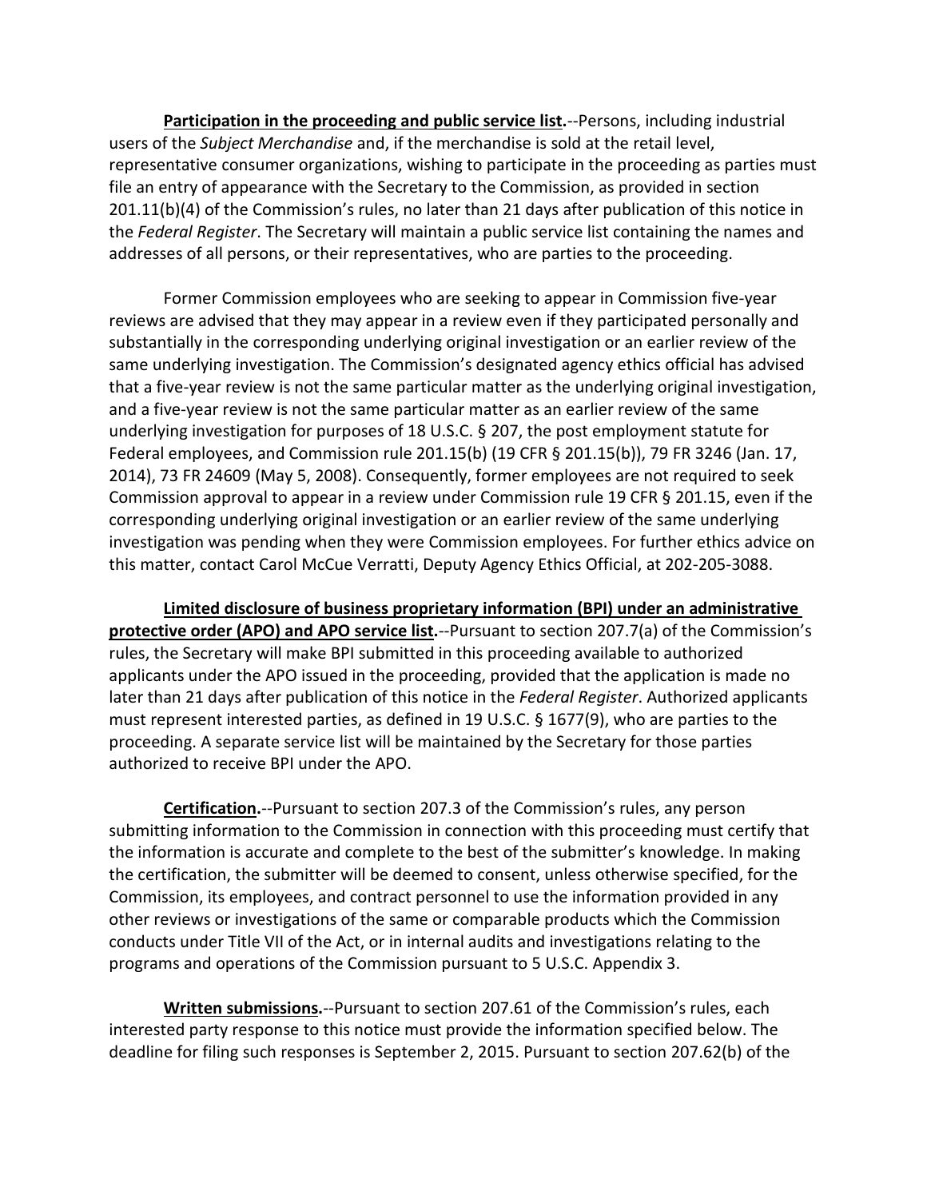**Participation in the proceeding and public service list.**--Persons, including industrial users of the *Subject Merchandise* and, if the merchandise is sold at the retail level, representative consumer organizations, wishing to participate in the proceeding as parties must file an entry of appearance with the Secretary to the Commission, as provided in section 201.11(b)(4) of the Commission's rules, no later than 21 days after publication of this notice in the *Federal Register*. The Secretary will maintain a public service list containing the names and addresses of all persons, or their representatives, who are parties to the proceeding.

Former Commission employees who are seeking to appear in Commission five-year reviews are advised that they may appear in a review even if they participated personally and substantially in the corresponding underlying original investigation or an earlier review of the same underlying investigation. The Commission's designated agency ethics official has advised that a five-year review is not the same particular matter as the underlying original investigation, and a five-year review is not the same particular matter as an earlier review of the same underlying investigation for purposes of 18 U.S.C. § 207, the post employment statute for Federal employees, and Commission rule 201.15(b) (19 CFR § 201.15(b)), 79 FR 3246 (Jan. 17, 2014), 73 FR 24609 (May 5, 2008). Consequently, former employees are not required to seek Commission approval to appear in a review under Commission rule 19 CFR § 201.15, even if the corresponding underlying original investigation or an earlier review of the same underlying investigation was pending when they were Commission employees. For further ethics advice on this matter, contact Carol McCue Verratti, Deputy Agency Ethics Official, at 202-205-3088.

**Limited disclosure of business proprietary information (BPI) under an administrative protective order (APO) and APO service list.**--Pursuant to section 207.7(a) of the Commission's rules, the Secretary will make BPI submitted in this proceeding available to authorized applicants under the APO issued in the proceeding, provided that the application is made no later than 21 days after publication of this notice in the *Federal Register*. Authorized applicants must represent interested parties, as defined in 19 U.S.C. § 1677(9), who are parties to the proceeding. A separate service list will be maintained by the Secretary for those parties authorized to receive BPI under the APO.

**Certification.**--Pursuant to section 207.3 of the Commission's rules, any person submitting information to the Commission in connection with this proceeding must certify that the information is accurate and complete to the best of the submitter's knowledge. In making the certification, the submitter will be deemed to consent, unless otherwise specified, for the Commission, its employees, and contract personnel to use the information provided in any other reviews or investigations of the same or comparable products which the Commission conducts under Title VII of the Act, or in internal audits and investigations relating to the programs and operations of the Commission pursuant to 5 U.S.C. Appendix 3.

**Written submissions.**--Pursuant to section 207.61 of the Commission's rules, each interested party response to this notice must provide the information specified below. The deadline for filing such responses is September 2, 2015. Pursuant to section 207.62(b) of the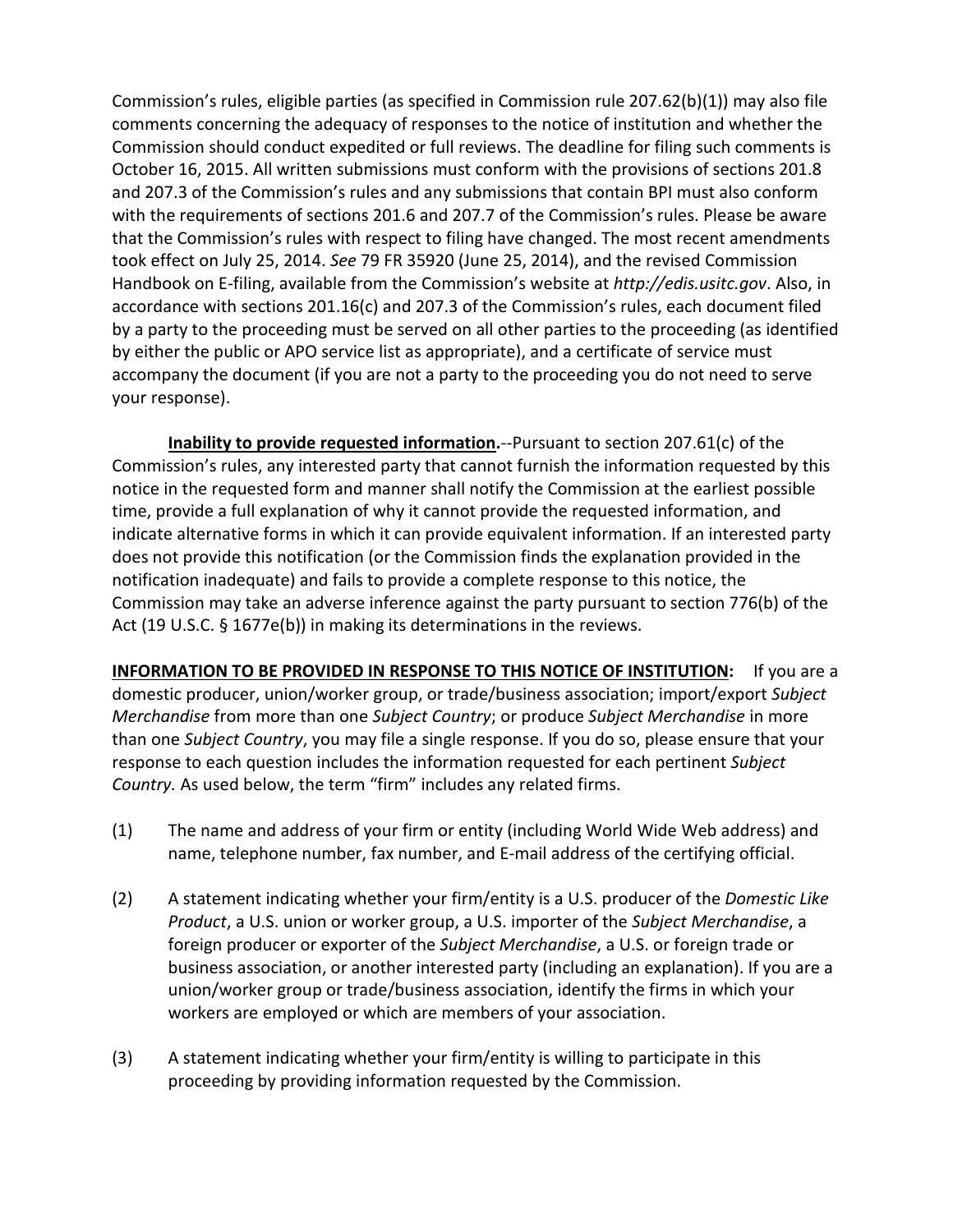Commission's rules, eligible parties (as specified in Commission rule 207.62(b)(1)) may also file comments concerning the adequacy of responses to the notice of institution and whether the Commission should conduct expedited or full reviews. The deadline for filing such comments is October 16, 2015. All written submissions must conform with the provisions of sections 201.8 and 207.3 of the Commission's rules and any submissions that contain BPI must also conform with the requirements of sections 201.6 and 207.7 of the Commission's rules. Please be aware that the Commission's rules with respect to filing have changed. The most recent amendments took effect on July 25, 2014. *See* 79 FR 35920 (June 25, 2014), and the revised Commission Handbook on E-filing, available from the Commission's website at *http://edis.usitc.gov*. Also, in accordance with sections 201.16(c) and 207.3 of the Commission's rules, each document filed by a party to the proceeding must be served on all other parties to the proceeding (as identified by either the public or APO service list as appropriate), and a certificate of service must accompany the document (if you are not a party to the proceeding you do not need to serve your response).

**Inability to provide requested information.**--Pursuant to section 207.61(c) of the Commission's rules, any interested party that cannot furnish the information requested by this notice in the requested form and manner shall notify the Commission at the earliest possible time, provide a full explanation of why it cannot provide the requested information, and indicate alternative forms in which it can provide equivalent information. If an interested party does not provide this notification (or the Commission finds the explanation provided in the notification inadequate) and fails to provide a complete response to this notice, the Commission may take an adverse inference against the party pursuant to section 776(b) of the Act (19 U.S.C. § 1677e(b)) in making its determinations in the reviews.

**INFORMATION TO BE PROVIDED IN RESPONSE TO THIS NOTICE OF INSTITUTION:** If you are a domestic producer, union/worker group, or trade/business association; import/export *Subject Merchandise* from more than one *Subject Country*; or produce *Subject Merchandise* in more than one *Subject Country*, you may file a single response. If you do so, please ensure that your response to each question includes the information requested for each pertinent *Subject Country.* As used below, the term "firm" includes any related firms.

(1) The name and address of your firm or entity (including World Wide Web address) and name, telephone number, fax number, and E-mail address of the certifying official.

(2) A statement indicating whether your firm/entity is a U.S. producer of the *Domestic Like Product*, a U.S. union or worker group, a U.S. importer of the *Subject Merchandise*, a foreign producer or exporter of the *Subject Merchandise*, a U.S. or foreign trade or business association, or another interested party (including an explanation). If you are a union/worker group or trade/business association, identify the firms in which your workers are employed or which are members of your association.

(3) A statement indicating whether your firm/entity is willing to participate in this proceeding by providing information requested by the Commission.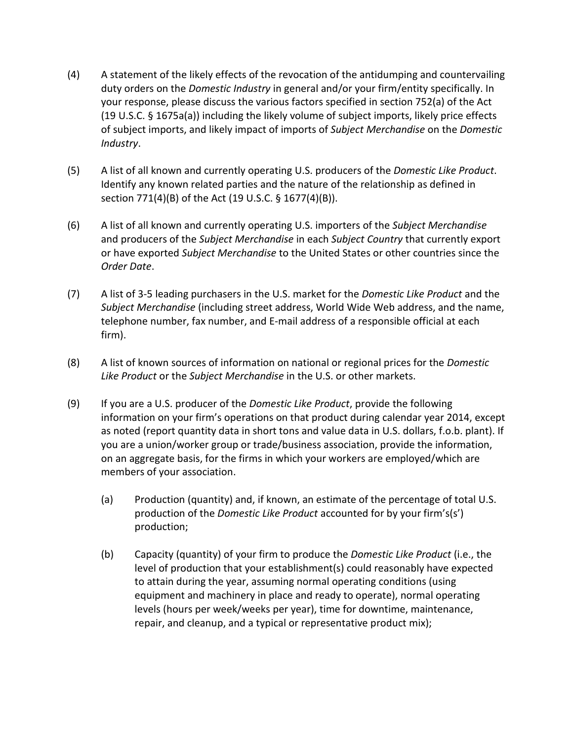(4) A statement of the likely effects of the revocation of the antidumping and countervailing duty orders on the *Domestic Industry* in general and/or your firm/entity specifically. In your response, please discuss the various factors specified in section 752(a) of the Act (19 U.S.C. § 1675a(a)) including the likely volume of subject imports, likely price effects of subject imports, and likely impact of imports of *Subject Merchandise* on the *Domestic Industry*.

(5) A list of all known and currently operating U.S. producers of the *Domestic Like Product*. Identify any known related parties and the nature of the relationship as defined in section 771(4)(B) of the Act (19 U.S.C. § 1677(4)(B)).

(6) A list of all known and currently operating U.S. importers of the *Subject Merchandise* and producers of the *Subject Merchandise* in each *Subject Country* that currently export or have exported *Subject Merchandise* to the United States or other countries since the *Order Date*.

(7) A list of 3-5 leading purchasers in the U.S. market for the *Domestic Like Product* and the *Subject Merchandise* (including street address, World Wide Web address, and the name, telephone number, fax number, and E-mail address of a responsible official at each firm).

(8) A list of known sources of information on national or regional prices for the *Domestic Like Product* or the *Subject Merchandise* in the U.S. or other markets.

(9) If you are a U.S. producer of the *Domestic Like Product*, provide the following information on your firm's operations on that product during calendar year 2014, except as noted (report quantity data in short tons and value data in U.S. dollars, f.o.b. plant). If you are a union/worker group or trade/business association, provide the information, on an aggregate basis, for the firms in which your workers are employed/which are members of your association.

   (a) Production (quantity) and, if known, an estimate of the percentage of total U.S. production of the *Domestic Like Product* accounted for by your firm's(s') production;

   (b) Capacity (quantity) of your firm to produce the *Domestic Like Product* (i.e., the level of production that your establishment(s) could reasonably have expected to attain during the year, assuming normal operating conditions (using equipment and machinery in place and ready to operate), normal operating levels (hours per week/weeks per year), time for downtime, maintenance, repair, and cleanup, and a typical or representative product mix);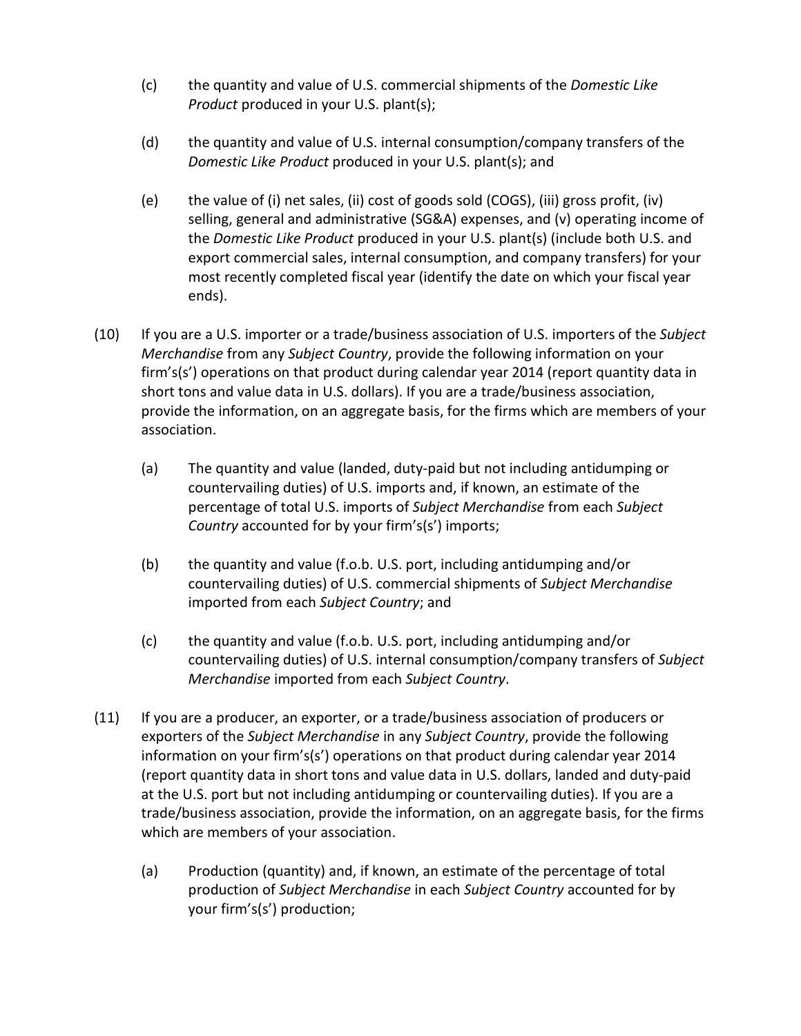(c) the quantity and value of U.S. commercial shipments of the *Domestic Like Product* produced in your U.S. plant(s);

(d) the quantity and value of U.S. internal consumption/company transfers of the *Domestic Like Product* produced in your U.S. plant(s); and

(e) the value of (i) net sales, (ii) cost of goods sold (COGS), (iii) gross profit, (iv) selling, general and administrative (SG&A) expenses, and (v) operating income of the *Domestic Like Product* produced in your U.S. plant(s) (include both U.S. and export commercial sales, internal consumption, and company transfers) for your most recently completed fiscal year (identify the date on which your fiscal year ends).

(10) If you are a U.S. importer or a trade/business association of U.S. importers of the *Subject Merchandise* from any *Subject Country*, provide the following information on your firm's(s') operations on that product during calendar year 2014 (report quantity data in short tons and value data in U.S. dollars). If you are a trade/business association, provide the information, on an aggregate basis, for the firms which are members of your association.

(a) The quantity and value (landed, duty-paid but not including antidumping or countervailing duties) of U.S. imports and, if known, an estimate of the percentage of total U.S. imports of *Subject Merchandise* from each *Subject Country* accounted for by your firm's(s') imports;

(b) the quantity and value (f.o.b. U.S. port, including antidumping and/or countervailing duties) of U.S. commercial shipments of *Subject Merchandise* imported from each *Subject Country*; and

(c) the quantity and value (f.o.b. U.S. port, including antidumping and/or countervailing duties) of U.S. internal consumption/company transfers of *Subject Merchandise* imported from each *Subject Country*.

(11) If you are a producer, an exporter, or a trade/business association of producers or exporters of the *Subject Merchandise* in any *Subject Country*, provide the following information on your firm's(s') operations on that product during calendar year 2014 (report quantity data in short tons and value data in U.S. dollars, landed and duty-paid at the U.S. port but not including antidumping or countervailing duties). If you are a trade/business association, provide the information, on an aggregate basis, for the firms which are members of your association.

(a) Production (quantity) and, if known, an estimate of the percentage of total production of *Subject Merchandise* in each *Subject Country* accounted for by your firm's(s') production;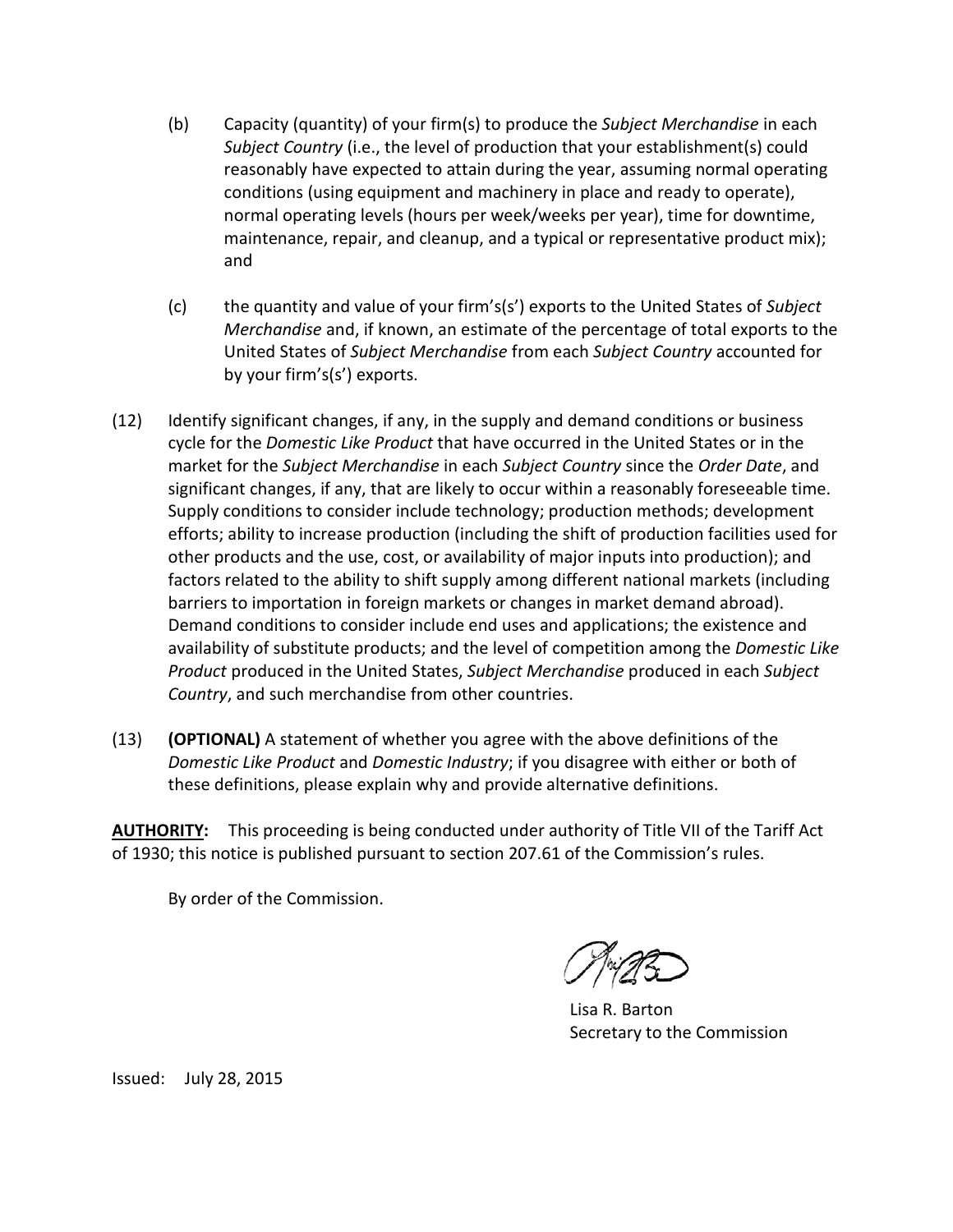(b) Capacity (quantity) of your firm(s) to produce the *Subject Merchandise* in each *Subject Country* (i.e., the level of production that your establishment(s) could reasonably have expected to attain during the year, assuming normal operating conditions (using equipment and machinery in place and ready to operate), normal operating levels (hours per week/weeks per year), time for downtime, maintenance, repair, and cleanup, and a typical or representative product mix); and

(c) the quantity and value of your firm's(s') exports to the United States of *Subject Merchandise* and, if known, an estimate of the percentage of total exports to the United States of *Subject Merchandise* from each *Subject Country* accounted for by your firm's(s') exports.

(12) Identify significant changes, if any, in the supply and demand conditions or business cycle for the *Domestic Like Product* that have occurred in the United States or in the market for the *Subject Merchandise* in each *Subject Country* since the *Order Date*, and significant changes, if any, that are likely to occur within a reasonably foreseeable time. Supply conditions to consider include technology; production methods; development efforts; ability to increase production (including the shift of production facilities used for other products and the use, cost, or availability of major inputs into production); and factors related to the ability to shift supply among different national markets (including barriers to importation in foreign markets or changes in market demand abroad). Demand conditions to consider include end uses and applications; the existence and availability of substitute products; and the level of competition among the *Domestic Like Product* produced in the United States, *Subject Merchandise* produced in each *Subject Country*, and such merchandise from other countries.

(13) **(OPTIONAL)** A statement of whether you agree with the above definitions of the *Domestic Like Product* and *Domestic Industry*; if you disagree with either or both of these definitions, please explain why and provide alternative definitions.

**<u>AUTHORITY</u>:** This proceeding is being conducted under authority of Title VII of the Tariff Act of 1930; this notice is published pursuant to section 207.61 of the Commission's rules.

By order of the Commission.

Lisa R. Barton
Secretary to the Commission

Issued: July 28, 2015